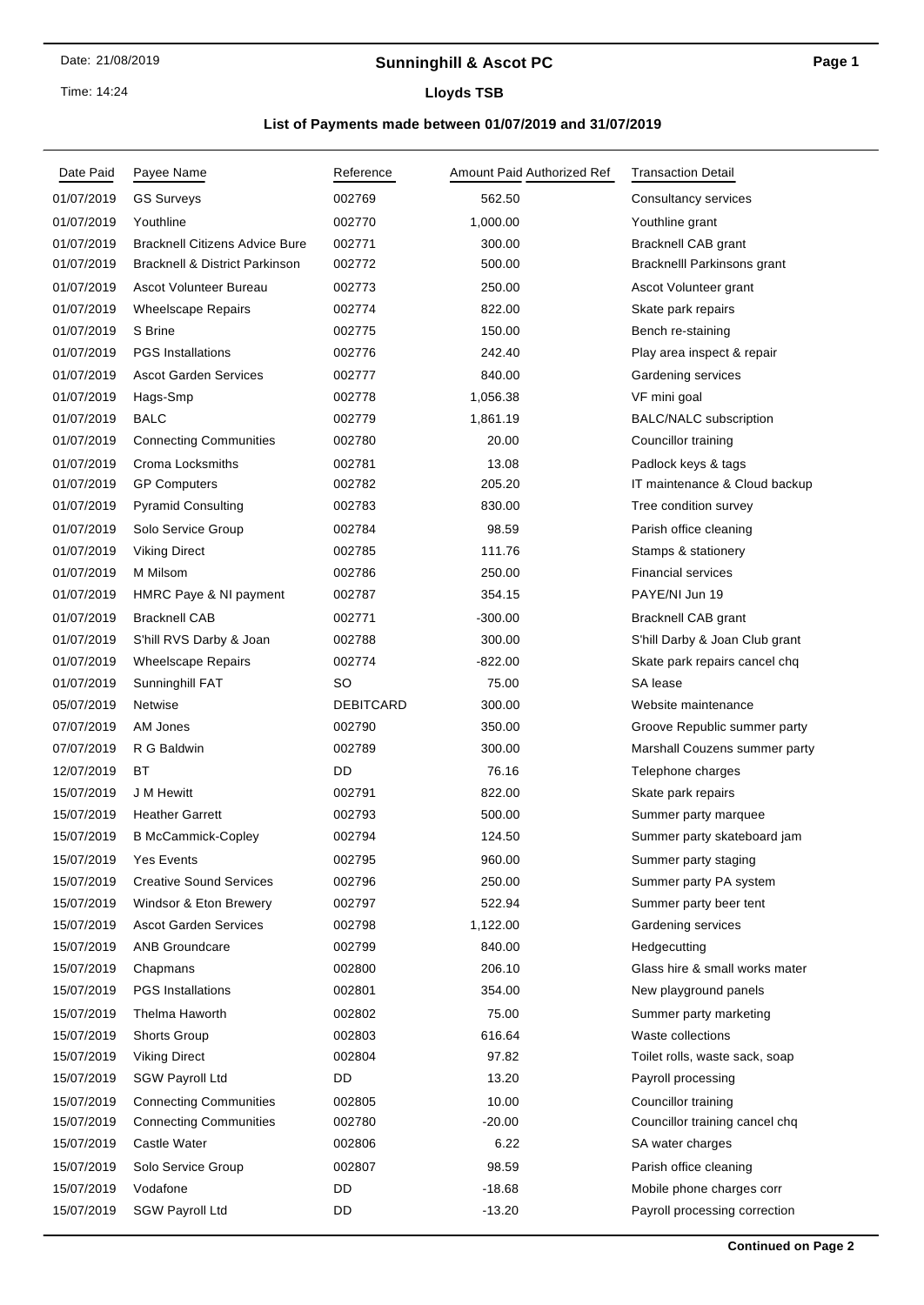Date: 21/08/2019

Time: 14:24

# Sunninghill & Ascot PC

## Lloyds TSB

### List of Payments made between 01/07/2019 and 31/07/2019

| Date Paid | Payee Name | Reference | Amount Paid | Authorized Ref | Transaction Detail |
|---|---|---|---|---|---|
| 01/07/2019 | GS Surveys | 002769 | 562.50 | | Consultancy services |
| 01/07/2019 | Youthline | 002770 | 1,000.00 | | Youthline grant |
| 01/07/2019 | Bracknell Citizens Advice Bure | 002771 | 300.00 | | Bracknell CAB grant |
| 01/07/2019 | Bracknell & District Parkinson | 002772 | 500.00 | | Brackneill Parkinsons grant |
| 01/07/2019 | Ascot Volunteer Bureau | 002773 | 250.00 | | Ascot Volunteer grant |
| 01/07/2019 | Wheelscape Repairs | 002774 | 822.00 | | Skate park repairs |
| 01/07/2019 | S Brine | 002775 | 150.00 | | Bench re-staining |
| 01/07/2019 | PGS Installations | 002776 | 242.40 | | Play area inspect & repair |
| 01/07/2019 | Ascot Garden Services | 002777 | 840.00 | | Gardening services |
| 01/07/2019 | Hags-Smp | 002778 | 1,056.38 | | VF mini goal |
| 01/07/2019 | BALC | 002779 | 1,861.19 | | BALC/NALC subscription |
| 01/07/2019 | Connecting Communities | 002780 | 20.00 | | Councillor training |
| 01/07/2019 | Croma Locksmiths | 002781 | 13.08 | | Padlock keys & tags |
| 01/07/2019 | GP Computers | 002782 | 205.20 | | IT maintenance & Cloud backup |
| 01/07/2019 | Pyramid Consulting | 002783 | 830.00 | | Tree condition survey |
| 01/07/2019 | Solo Service Group | 002784 | 98.59 | | Parish office cleaning |
| 01/07/2019 | Viking Direct | 002785 | 111.76 | | Stamps & stationery |
| 01/07/2019 | M Milsom | 002786 | 250.00 | | Financial services |
| 01/07/2019 | HMRC Paye & NI payment | 002787 | 354.15 | | PAYE/NI Jun 19 |
| 01/07/2019 | Bracknell CAB | 002771 | -300.00 | | Bracknell CAB grant |
| 01/07/2019 | S'hill RVS Darby & Joan | 002788 | 300.00 | | S'hill Darby & Joan Club grant |
| 01/07/2019 | Wheelscape Repairs | 002774 | -822.00 | | Skate park repairs cancel chq |
| 01/07/2019 | Sunninghill FAT | SO | 75.00 | | SA lease |
| 05/07/2019 | Netwise | DEBITCARD | 300.00 | | Website maintenance |
| 07/07/2019 | AM Jones | 002790 | 350.00 | | Groove Republic summer party |
| 07/07/2019 | R G Baldwin | 002789 | 300.00 | | Marshall Couzens summer party |
| 12/07/2019 | BT | DD | 76.16 | | Telephone charges |
| 15/07/2019 | J M Hewitt | 002791 | 822.00 | | Skate park repairs |
| 15/07/2019 | Heather Garrett | 002793 | 500.00 | | Summer party marquee |
| 15/07/2019 | B McCammick-Copley | 002794 | 124.50 | | Summer party skateboard jam |
| 15/07/2019 | Yes Events | 002795 | 960.00 | | Summer party staging |
| 15/07/2019 | Creative Sound Services | 002796 | 250.00 | | Summer party PA system |
| 15/07/2019 | Windsor & Eton Brewery | 002797 | 522.94 | | Summer party beer tent |
| 15/07/2019 | Ascot Garden Services | 002798 | 1,122.00 | | Gardening services |
| 15/07/2019 | ANB Groundcare | 002799 | 840.00 | | Hedgecutting |
| 15/07/2019 | Chapmans | 002800 | 206.10 | | Glass hire & small works mater |
| 15/07/2019 | PGS Installations | 002801 | 354.00 | | New playground panels |
| 15/07/2019 | Thelma Haworth | 002802 | 75.00 | | Summer party marketing |
| 15/07/2019 | Shorts Group | 002803 | 616.64 | | Waste collections |
| 15/07/2019 | Viking Direct | 002804 | 97.82 | | Toilet rolls, waste sack, soap |
| 15/07/2019 | SGW Payroll Ltd | DD | 13.20 | | Payroll processing |
| 15/07/2019 | Connecting Communities | 002805 | 10.00 | | Councillor training |
| 15/07/2019 | Connecting Communities | 002780 | -20.00 | | Councillor training cancel chq |
| 15/07/2019 | Castle Water | 002806 | 6.22 | | SA water charges |
| 15/07/2019 | Solo Service Group | 002807 | 98.59 | | Parish office cleaning |
| 15/07/2019 | Vodafone | DD | -18.68 | | Mobile phone charges corr |
| 15/07/2019 | SGW Payroll Ltd | DD | -13.20 | | Payroll processing correction |

**Continued on Page 2**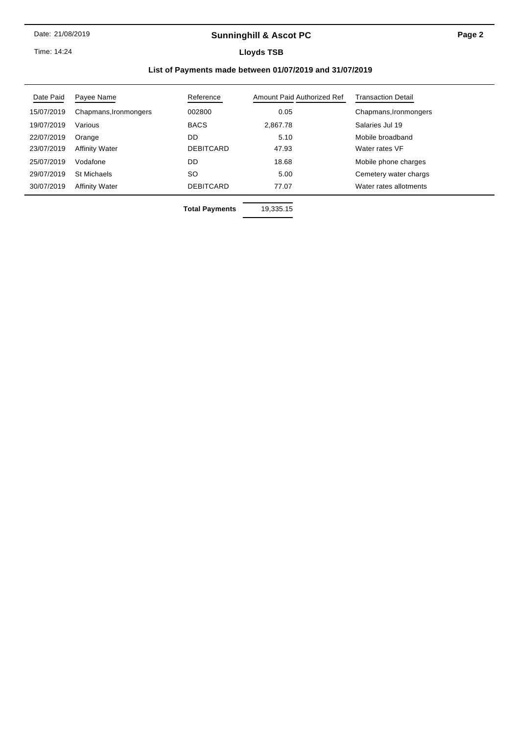Date: 21/08/2019

Time: 14:24

## Sunninghill & Ascot PC

### Lloyds TSB

### List of Payments made between 01/07/2019 and 31/07/2019

| Date Paid | Payee Name | Reference | Amount Paid | Authorized Ref | Transaction Detail |
|---|---|---|---|---|---|
| 15/07/2019 | Chapmans,Ironmongers | 002800 | 0.05 | | Chapmans,Ironmongers |
| 19/07/2019 | Various | BACS | 2,867.78 | | Salaries Jul 19 |
| 22/07/2019 | Orange | DD | 5.10 | | Mobile broadband |
| 23/07/2019 | Affinity Water | DEBITCARD | 47.93 | | Water rates VF |
| 25/07/2019 | Vodafone | DD | 18.68 | | Mobile phone charges |
| 29/07/2019 | St Michaels | SO | 5.00 | | Cemetery water chargs |
| 30/07/2019 | Affinity Water | DEBITCARD | 77.07 | | Water rates allotments |
| | | **Total Payments** | 19,335.15 | | |